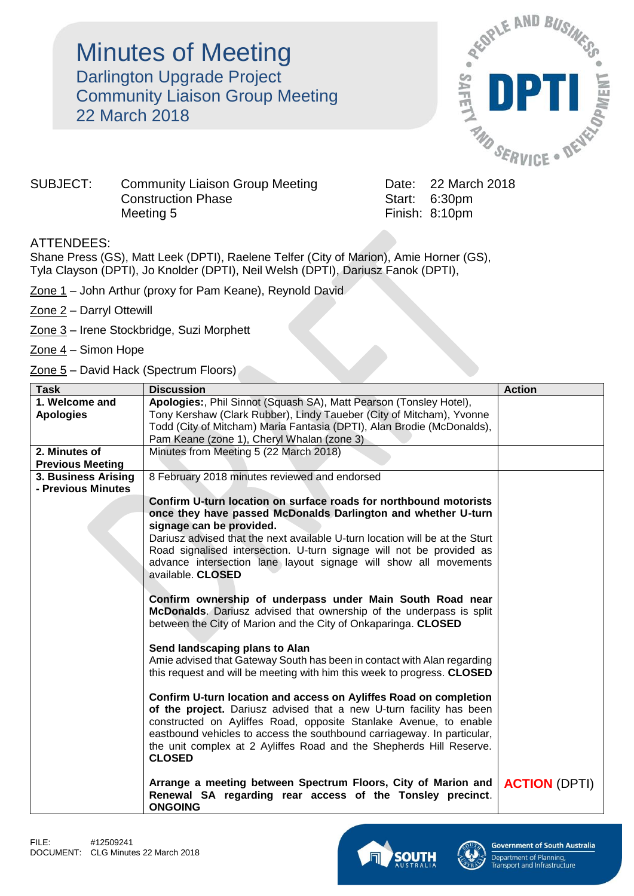# Minutes of Meeting

## Darlington Upgrade Project
## Community Liaison Group Meeting
## 22 March 2018

SUBJECT: Community Liaison Group Meeting
Construction Phase
Meeting 5

Date: 22 March 2018
Start: 6:30pm
Finish: 8:10pm

ATTENDEES:
Shane Press (GS), Matt Leek (DPTI), Raelene Telfer (City of Marion), Amie Horner (GS), Tyla Clayson (DPTI), Jo Knolder (DPTI), Neil Welsh (DPTI), Dariusz Fanok (DPTI),

Zone 1 – John Arthur (proxy for Pam Keane), Reynold David

Zone 2 – Darryl Ottewill

Zone 3 – Irene Stockbridge, Suzi Morphett

Zone 4 – Simon Hope

Zone 5 – David Hack (Spectrum Floors)

| Task | Discussion | Action |
|---|---|---|
| **1. Welcome and Apologies** | **Apologies:**, Phil Sinnot (Squash SA), Matt Pearson (Tonsley Hotel), Tony Kershaw (Clark Rubber), Lindy Taueber (City of Mitcham), Yvonne Todd (City of Mitcham) Maria Fantasia (DPTI), Alan Brodie (McDonalds), Pam Keane (zone 1), Cheryl Whalan (zone 3) | |
| **2. Minutes of Previous Meeting** | Minutes from Meeting 5 (22 March 2018) | |
| **3. Business Arising - Previous Minutes** | 8 February 2018 minutes reviewed and endorsed<br><br>**Confirm U-turn location on surface roads for northbound motorists once they have passed McDonalds Darlington and whether U-turn signage can be provided.**<br>Dariusz advised that the next available U-turn location will be at the Sturt Road signalised intersection. U-turn signage will not be provided as advance intersection lane layout signage will show all movements available. **CLOSED**<br><br>**Confirm ownership of underpass under Main South Road near McDonalds**. Dariusz advised that ownership of the underpass is split between the City of Marion and the City of Onkaparinga. **CLOSED**<br><br>**Send landscaping plans to Alan**<br>Amie advised that Gateway South has been in contact with Alan regarding this request and will be meeting with him this week to progress. **CLOSED**<br><br>**Confirm U-turn location and access on Ayliffes Road on completion of the project.** Dariusz advised that a new U-turn facility has been constructed on Ayliffes Road, opposite Stanlake Avenue, to enable eastbound vehicles to access the southbound carriageway. In particular, the unit complex at 2 Ayliffes Road and the Shepherds Hill Reserve. **CLOSED**<br><br>**Arrange a meeting between Spectrum Floors, City of Marion and Renewal SA regarding rear access of the Tonsley precinct. ONGOING** | **ACTION** (DPTI) |

FILE: #12509241
DOCUMENT: CLG Minutes 22 March 2018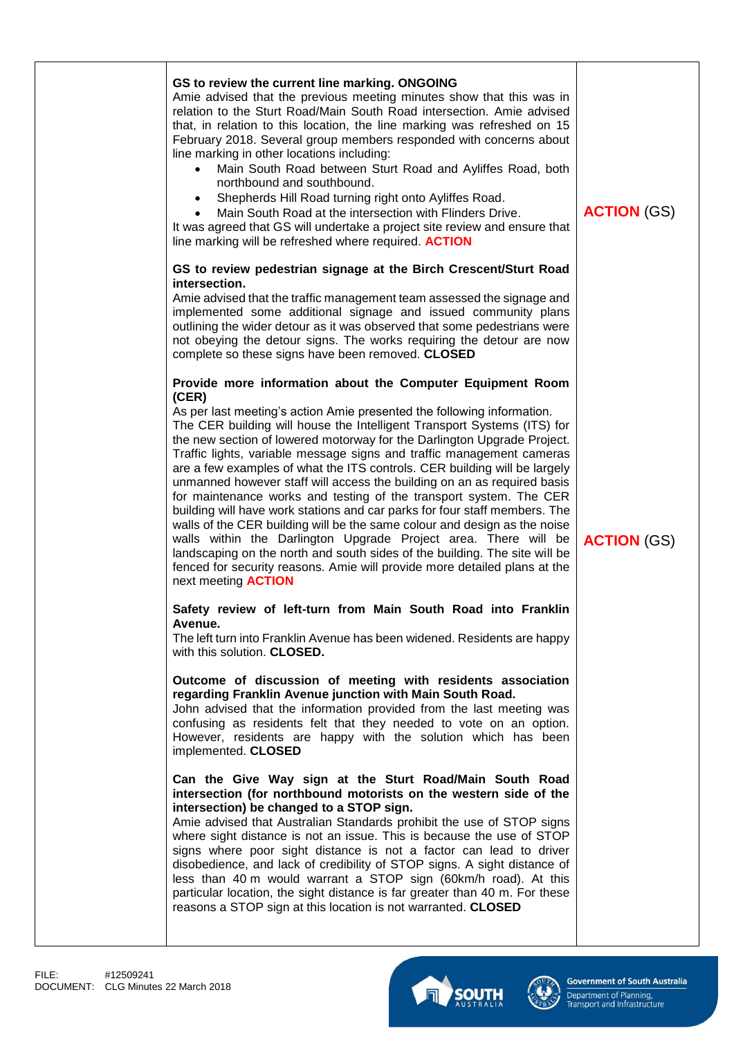| | | |
|---|---|---|
| | **GS to review the current line marking. ONGOING**<br>Amie advised that the previous meeting minutes show that this was in relation to the Sturt Road/Main South Road intersection. Amie advised that, in relation to this location, the line marking was refreshed on 15 February 2018. Several group members responded with concerns about line marking in other locations including:<br>• Main South Road between Sturt Road and Ayliffes Road, both northbound and southbound.<br>• Shepherds Hill Road turning right onto Ayliffes Road.<br>• Main South Road at the intersection with Flinders Drive.<br>It was agreed that GS will undertake a project site review and ensure that line marking will be refreshed where required. **ACTION** | **ACTION** (GS) |
| | **GS to review pedestrian signage at the Birch Crescent/Sturt Road intersection.**<br>Amie advised that the traffic management team assessed the signage and implemented some additional signage and issued community plans outlining the wider detour as it was observed that some pedestrians were not obeying the detour signs. The works requiring the detour are now complete so these signs have been removed. **CLOSED** | |
| | **Provide more information about the Computer Equipment Room (CER)**<br>As per last meeting's action Amie presented the following information. The CER building will house the Intelligent Transport Systems (ITS) for the new section of lowered motorway for the Darlington Upgrade Project. Traffic lights, variable message signs and traffic management cameras are a few examples of what the ITS controls. CER building will be largely unmanned however staff will access the building on an as required basis for maintenance works and testing of the transport system. The CER building will have work stations and car parks for four staff members. The walls of the CER building will be the same colour and design as the noise walls within the Darlington Upgrade Project area. There will be landscaping on the north and south sides of the building. The site will be fenced for security reasons. Amie will provide more detailed plans at the next meeting **ACTION** | **ACTION** (GS) |
| | **Safety review of left-turn from Main South Road into Franklin Avenue.**<br>The left turn into Franklin Avenue has been widened. Residents are happy with this solution. **CLOSED.** | |
| | **Outcome of discussion of meeting with residents association regarding Franklin Avenue junction with Main South Road.**<br>John advised that the information provided from the last meeting was confusing as residents felt that they needed to vote on an option. However, residents are happy with the solution which has been implemented. **CLOSED** | |
| | **Can the Give Way sign at the Sturt Road/Main South Road intersection (for northbound motorists on the western side of the intersection) be changed to a STOP sign.**<br>Amie advised that Australian Standards prohibit the use of STOP signs where sight distance is not an issue. This is because the use of STOP signs where poor sight distance is not a factor can lead to driver disobedience, and lack of credibility of STOP signs. A sight distance of less than 40 m would warrant a STOP sign (60km/h road). At this particular location, the sight distance is far greater than 40 m. For these reasons a STOP sign at this location is not warranted. **CLOSED** | |

FILE: #12509241
DOCUMENT: CLG Minutes 22 March 2018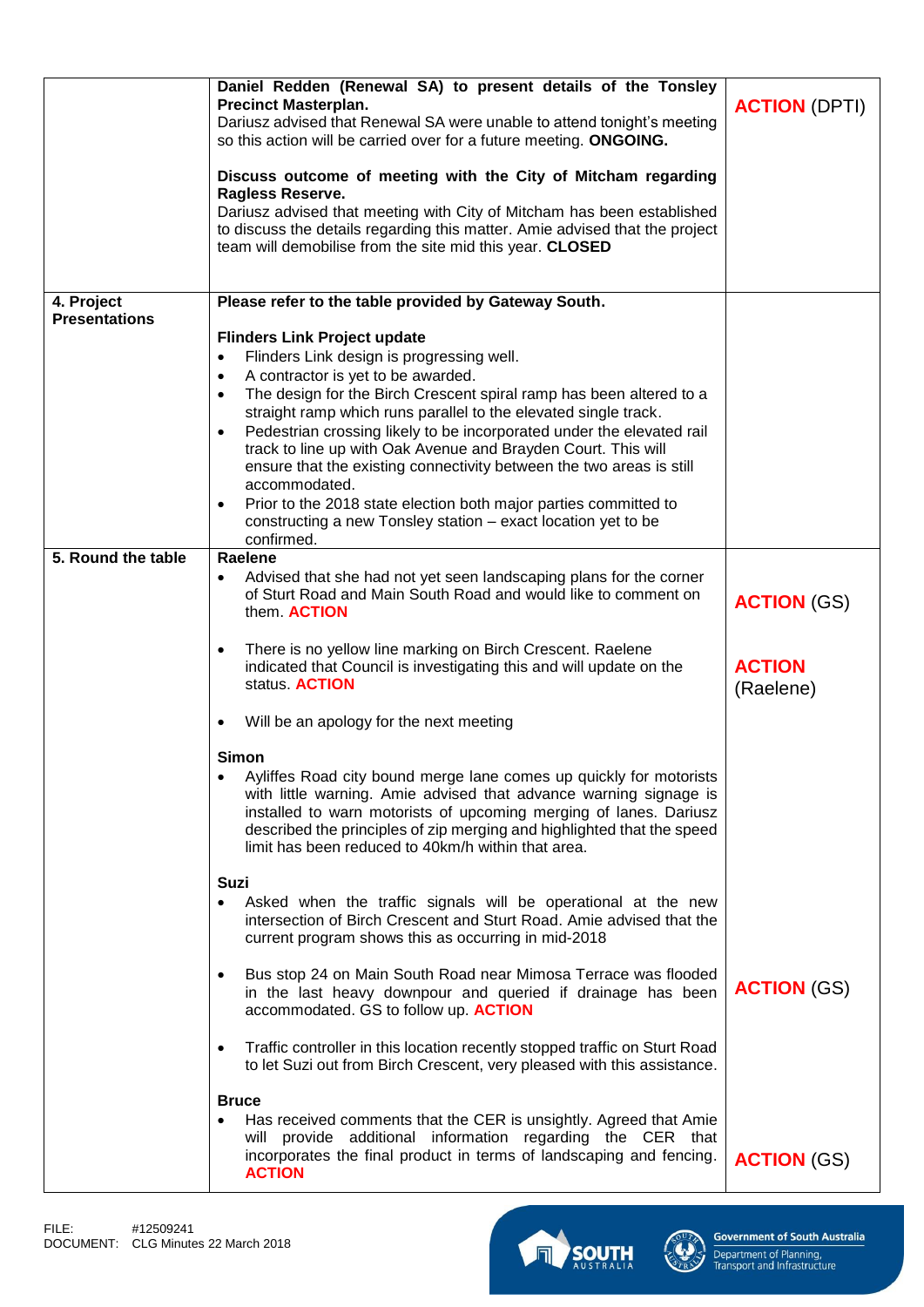| | | |
|---|---|---|
| | **Daniel Redden (Renewal SA) to present details of the Tonsley Precinct Masterplan.**<br>Dariusz advised that Renewal SA were unable to attend tonight's meeting so this action will be carried over for a future meeting. **ONGOING.**<br><br>**Discuss outcome of meeting with the City of Mitcham regarding Ragless Reserve.**<br>Dariusz advised that meeting with City of Mitcham has been established to discuss the details regarding this matter. Amie advised that the project team will demobilise from the site mid this year. **CLOSED** | **ACTION** (DPTI) |
| **4. Project Presentations** | **Please refer to the table provided by Gateway South.**<br><br>**Flinders Link Project update**<br>• Flinders Link design is progressing well.<br>• A contractor is yet to be awarded.<br>• The design for the Birch Crescent spiral ramp has been altered to a straight ramp which runs parallel to the elevated single track.<br>• Pedestrian crossing likely to be incorporated under the elevated rail track to line up with Oak Avenue and Brayden Court. This will ensure that the existing connectivity between the two areas is still accommodated.<br>• Prior to the 2018 state election both major parties committed to constructing a new Tonsley station – exact location yet to be confirmed. | |
| **5. Round the table** | **Raelene**<br>• Advised that she had not yet seen landscaping plans for the corner of Sturt Road and Main South Road and would like to comment on them. **ACTION**<br><br>• There is no yellow line marking on Birch Crescent. Raelene indicated that Council is investigating this and will update on the status. **ACTION**<br><br>• Will be an apology for the next meeting<br><br>**Simon**<br>• Ayliffes Road city bound merge lane comes up quickly for motorists with little warning. Amie advised that advance warning signage is installed to warn motorists of upcoming merging of lanes. Dariusz described the principles of zip merging and highlighted that the speed limit has been reduced to 40km/h within that area.<br><br>**Suzi**<br>• Asked when the traffic signals will be operational at the new intersection of Birch Crescent and Sturt Road. Amie advised that the current program shows this as occurring in mid-2018<br><br>• Bus stop 24 on Main South Road near Mimosa Terrace was flooded in the last heavy downpour and queried if drainage has been accommodated. GS to follow up. **ACTION**<br><br>• Traffic controller in this location recently stopped traffic on Sturt Road to let Suzi out from Birch Crescent, very pleased with this assistance.<br><br>**Bruce**<br>• Has received comments that the CER is unsightly. Agreed that Amie will provide additional information regarding the CER that incorporates the final product in terms of landscaping and fencing. **ACTION** | **ACTION** (GS)<br><br>**ACTION** (Raelene)<br><br><br><br><br><br><br><br><br><br><br><br>**ACTION** (GS)<br><br><br><br><br><br>**ACTION** (GS) |

FILE: #12509241
DOCUMENT: CLG Minutes 22 March 2018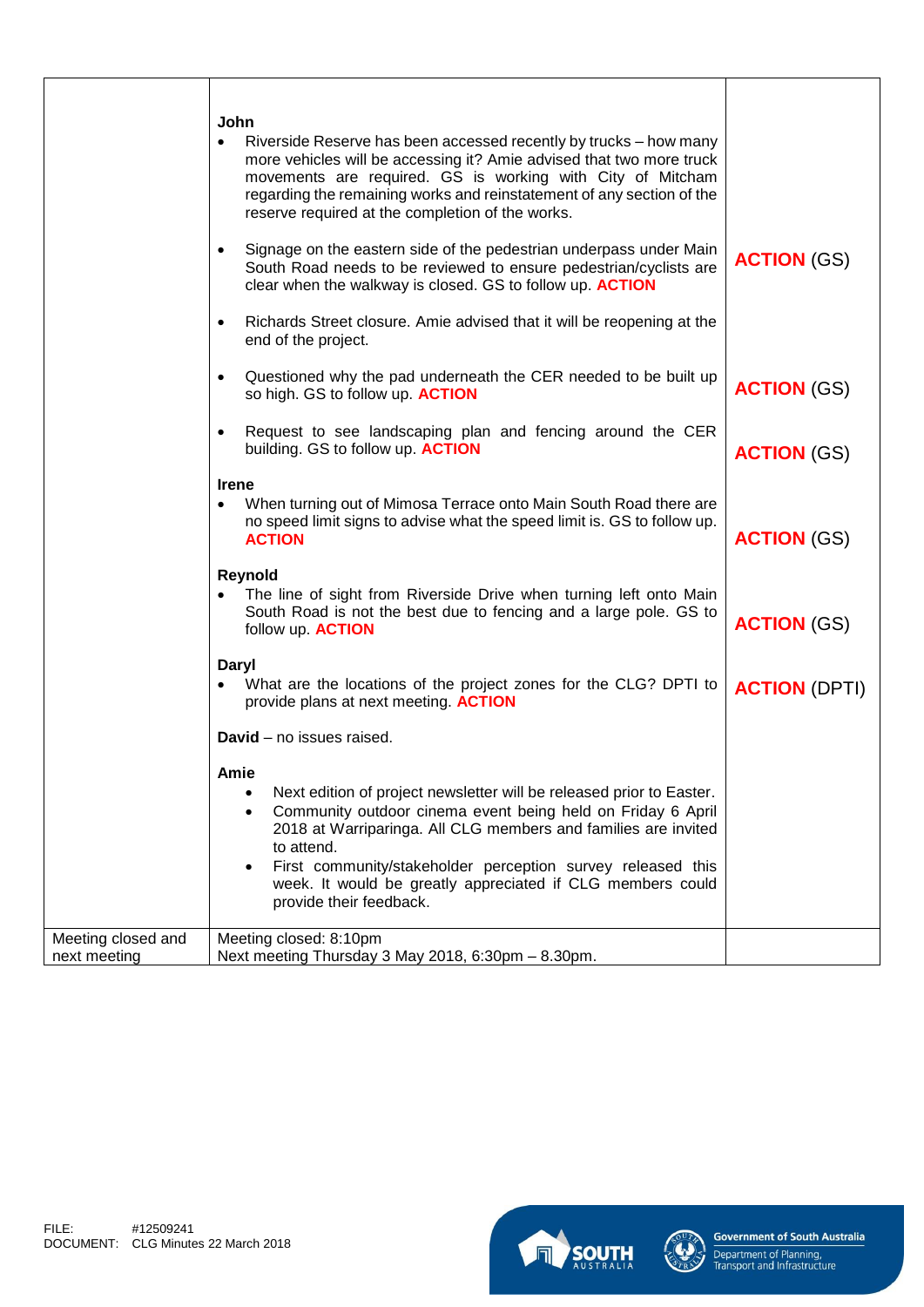| | | |
|---|---|---|
| | **John**<br>• Riverside Reserve has been accessed recently by trucks – how many more vehicles will be accessing it? Amie advised that two more truck movements are required. GS is working with City of Mitcham regarding the remaining works and reinstatement of any section of the reserve required at the completion of the works.<br><br>• Signage on the eastern side of the pedestrian underpass under Main South Road needs to be reviewed to ensure pedestrian/cyclists are clear when the walkway is closed. GS to follow up. **ACTION**<br><br>• Richards Street closure. Amie advised that it will be reopening at the end of the project.<br><br>• Questioned why the pad underneath the CER needed to be built up so high. GS to follow up. **ACTION**<br><br>• Request to see landscaping plan and fencing around the CER building. GS to follow up. **ACTION**<br><br>**Irene**<br>• When turning out of Mimosa Terrace onto Main South Road there are no speed limit signs to advise what the speed limit is. GS to follow up. **ACTION**<br><br>**Reynold**<br>• The line of sight from Riverside Drive when turning left onto Main South Road is not the best due to fencing and a large pole. GS to follow up. **ACTION**<br><br>**Daryl**<br>• What are the locations of the project zones for the CLG? DPTI to provide plans at next meeting. **ACTION**<br><br>**David** – no issues raised.<br><br>**Amie**<br>• Next edition of project newsletter will be released prior to Easter.<br>• Community outdoor cinema event being held on Friday 6 April 2018 at Warriparinga. All CLG members and families are invited to attend.<br>• First community/stakeholder perception survey released this week. It would be greatly appreciated if CLG members could provide their feedback. | <br><br><br><br><br>**ACTION** (GS)<br><br><br>**ACTION** (GS)<br><br>**ACTION** (GS)<br><br><br>**ACTION** (GS)<br><br><br>**ACTION** (GS)<br><br><br>**ACTION** (DPTI) |
| Meeting closed and next meeting | Meeting closed: 8:10pm<br>Next meeting Thursday 3 May 2018, 6:30pm – 8.30pm. | |

FILE: #12509241
DOCUMENT: CLG Minutes 22 March 2018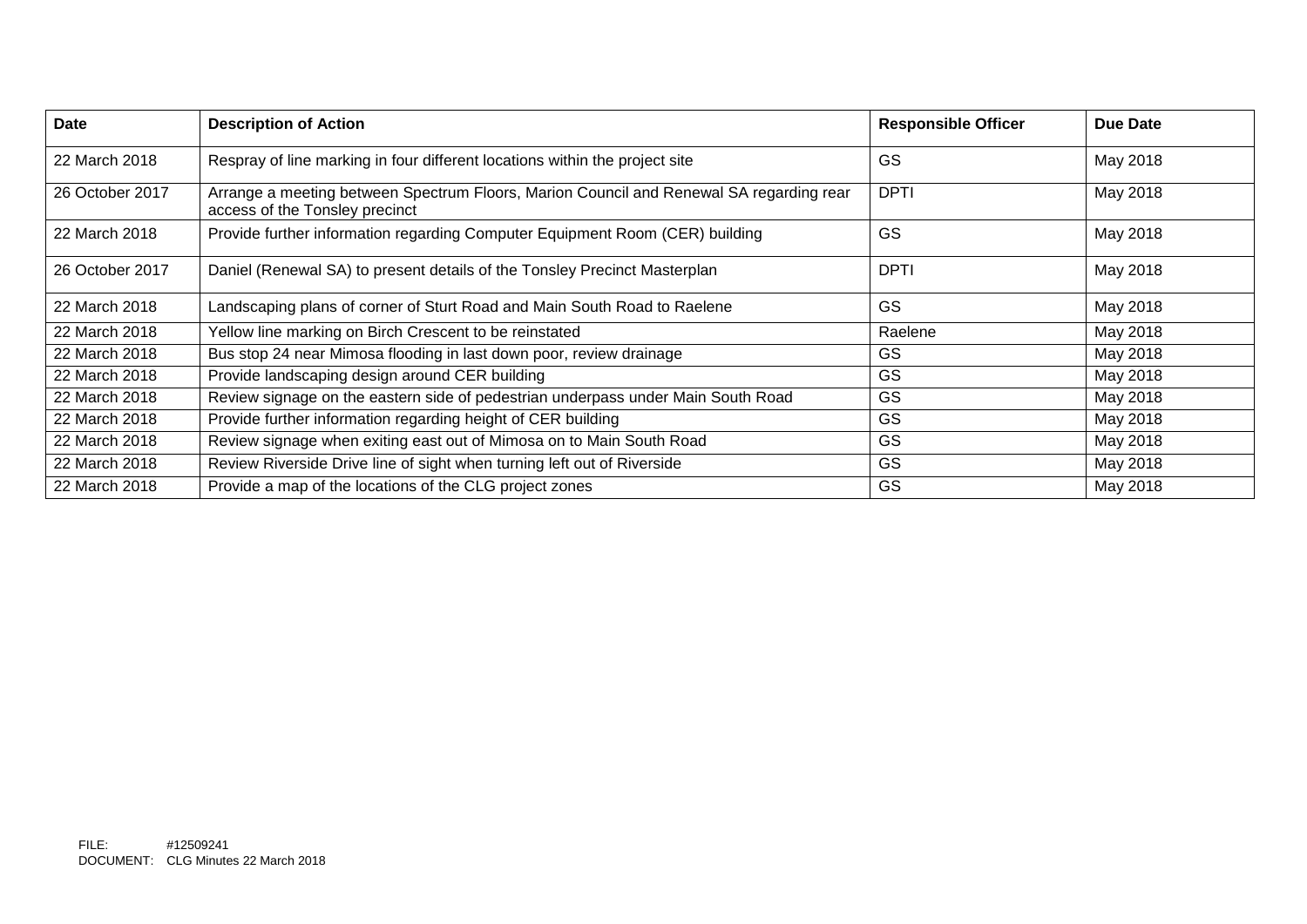| Date | Description of Action | Responsible Officer | Due Date |
|---|---|---|---|
| 22 March 2018 | Respray of line marking in four different locations within the project site | GS | May 2018 |
| 26 October 2017 | Arrange a meeting between Spectrum Floors, Marion Council and Renewal SA regarding rear access of the Tonsley precinct | DPTI | May 2018 |
| 22 March 2018 | Provide further information regarding Computer Equipment Room (CER) building | GS | May 2018 |
| 26 October 2017 | Daniel (Renewal SA) to present details of the Tonsley Precinct Masterplan | DPTI | May 2018 |
| 22 March 2018 | Landscaping plans of corner of Sturt Road and Main South Road to Raelene | GS | May 2018 |
| 22 March 2018 | Yellow line marking on Birch Crescent to be reinstated | Raelene | May 2018 |
| 22 March 2018 | Bus stop 24 near Mimosa flooding in last down poor, review drainage | GS | May 2018 |
| 22 March 2018 | Provide landscaping design around CER building | GS | May 2018 |
| 22 March 2018 | Review signage on the eastern side of pedestrian underpass under Main South Road | GS | May 2018 |
| 22 March 2018 | Provide further information regarding height of CER building | GS | May 2018 |
| 22 March 2018 | Review signage when exiting east out of Mimosa on to Main South Road | GS | May 2018 |
| 22 March 2018 | Review Riverside Drive line of sight when turning left out of Riverside | GS | May 2018 |
| 22 March 2018 | Provide a map of the locations of the CLG project zones | GS | May 2018 |

FILE: #12509241
DOCUMENT: CLG Minutes 22 March 2018